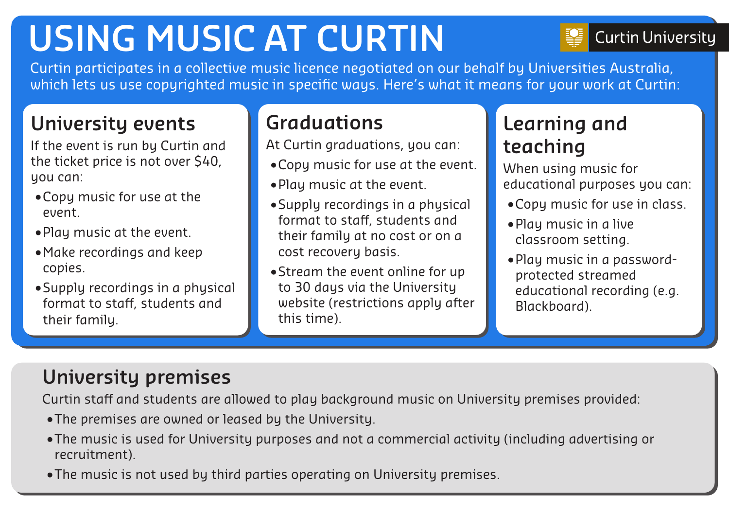# USING MUSIC AT CURTIN

Curtin University

Curtin participates in a collective music licence negotiated on our behalf by Universities Australia, which lets us use copyrighted music in specific ways. Here's what it means for your work at Curtin:

## University events

If the event is run by Curtin and the ticket price is not over $40, you can:

- Copy music for use at the event.
- Play music at the event.
- Make recordings and keep copies.
- Supply recordings in a physical format to staff, students and their family.

## Graduations

At Curtin graduations, you can:

- Copy music for use at the event.
- Play music at the event.
- Supply recordings in a physical format to staff, students and their family at no cost or on a cost recovery basis.
- Stream the event online for up to 30 days via the University website (restrictions apply after this time).

## Learning and teaching

When using music for educational purposes you can:

- Copy music for use in class.
- Play music in a live classroom setting.
- Play music in a password-protected streamed educational recording (e.g. Blackboard).

## University premises

Curtin staff and students are allowed to play background music on University premises provided:

- The premises are owned or leased by the University.
- The music is used for University purposes and not a commercial activity (including advertising or recruitment).
- The music is not used by third parties operating on University premises.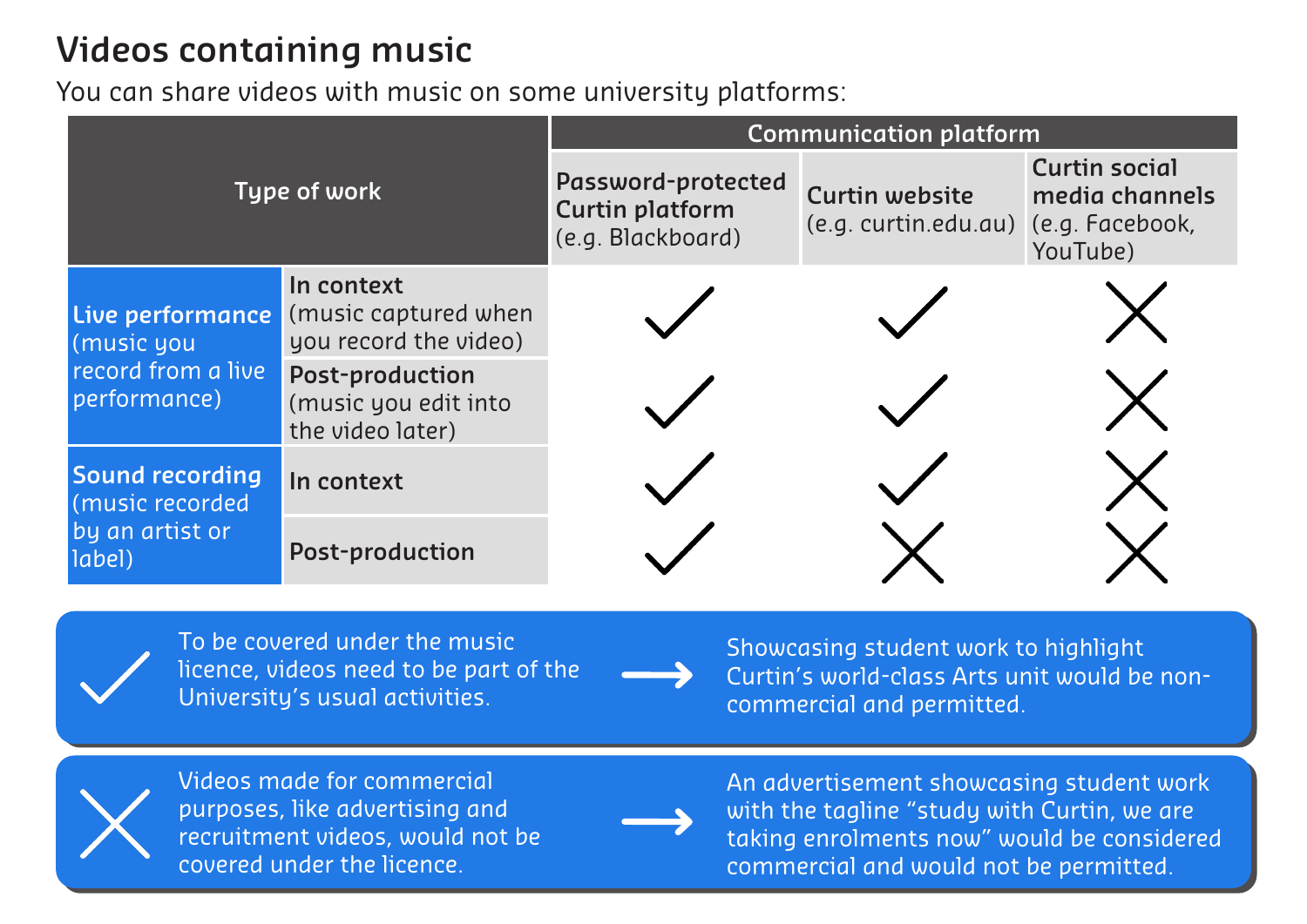## Videos containing music

You can share videos with music on some university platforms:

| Type of work | | Communication platform | | |
|---|---|---|---|---|
| | | **Password-protected Curtin platform** (e.g. Blackboard) | **Curtin website** (e.g. curtin.edu.au) | **Curtin social media channels** (e.g. Facebook, YouTube) |
| **Live performance** (music you record from a live performance) | **In context** (music captured when you record the video) | ✓ | ✓ | ✗ |
| | **Post-production** (music you edit into the video later) | ✓ | ✓ | ✗ |
| **Sound recording** (music recorded by an artist or label) | **In context** | ✓ | ✓ | ✗ |
| | **Post-production** | ✓ | ✗ | ✗ |

✓ To be covered under the music licence, videos need to be part of the University's usual activities. → Showcasing student work to highlight Curtin's world-class Arts unit would be non-commercial and permitted.

✗ Videos made for commercial purposes, like advertising and recruitment videos, would not be covered under the licence. → An advertisement showcasing student work with the tagline "study with Curtin, we are taking enrolments now" would be considered commercial and would not be permitted.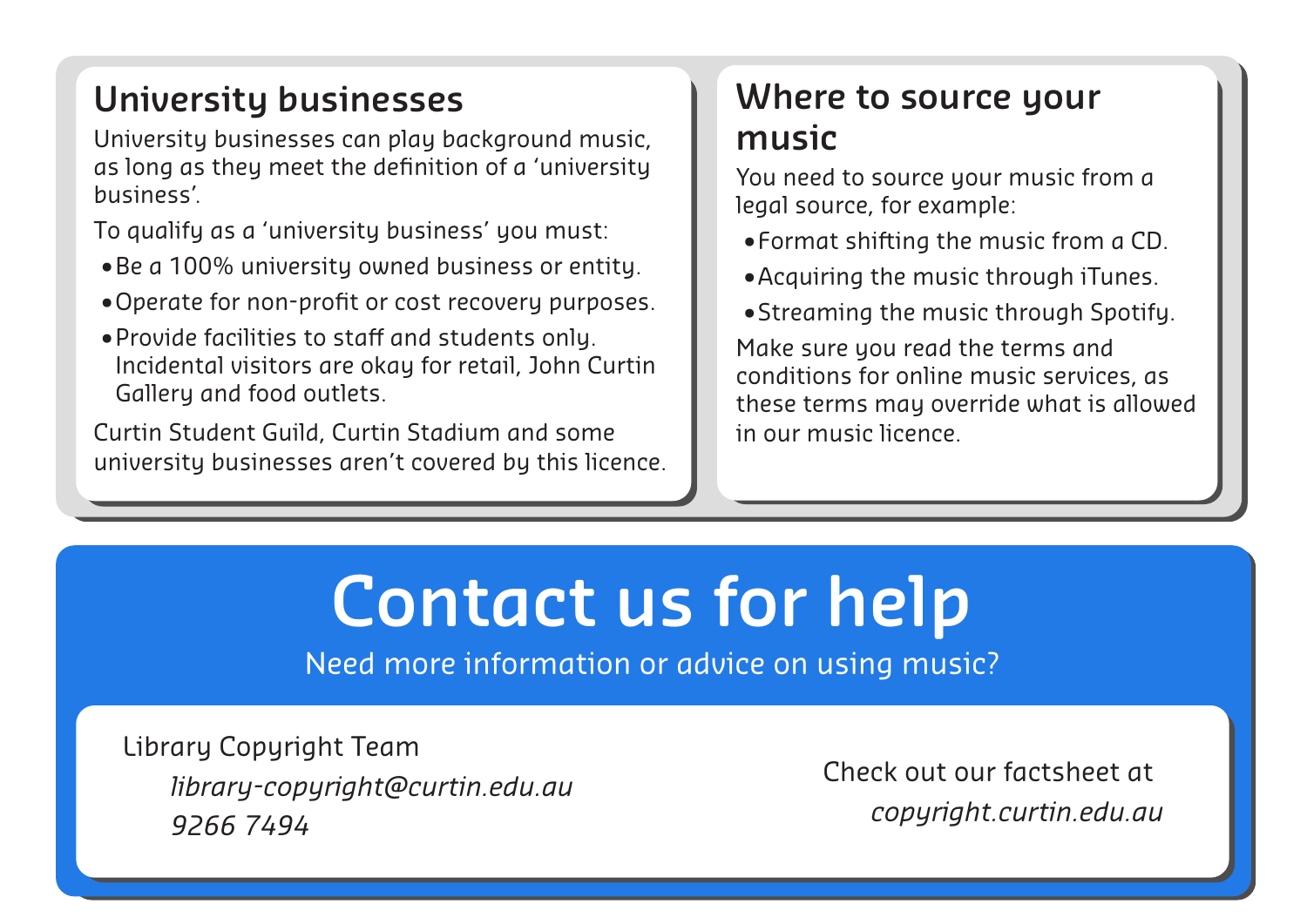## University businesses

University businesses can play background music, as long as they meet the definition of a 'university business'.

To qualify as a 'university business' you must:

- Be a 100% university owned business or entity.
- Operate for non-profit or cost recovery purposes.
- Provide facilities to staff and students only. Incidental visitors are okay for retail, John Curtin Gallery and food outlets.

Curtin Student Guild, Curtin Stadium and some university businesses aren't covered by this licence.

## Where to source your music

You need to source your music from a legal source, for example:

- Format shifting the music from a CD.
- Acquiring the music through iTunes.
- Streaming the music through Spotify.

Make sure you read the terms and conditions for online music services, as these terms may override what is allowed in our music licence.

# Contact us for help

Need more information or advice on using music?

Library Copyright Team

*library-copyright@curtin.edu.au*

*9266 7494*

Check out our factsheet at

*copyright.curtin.edu.au*